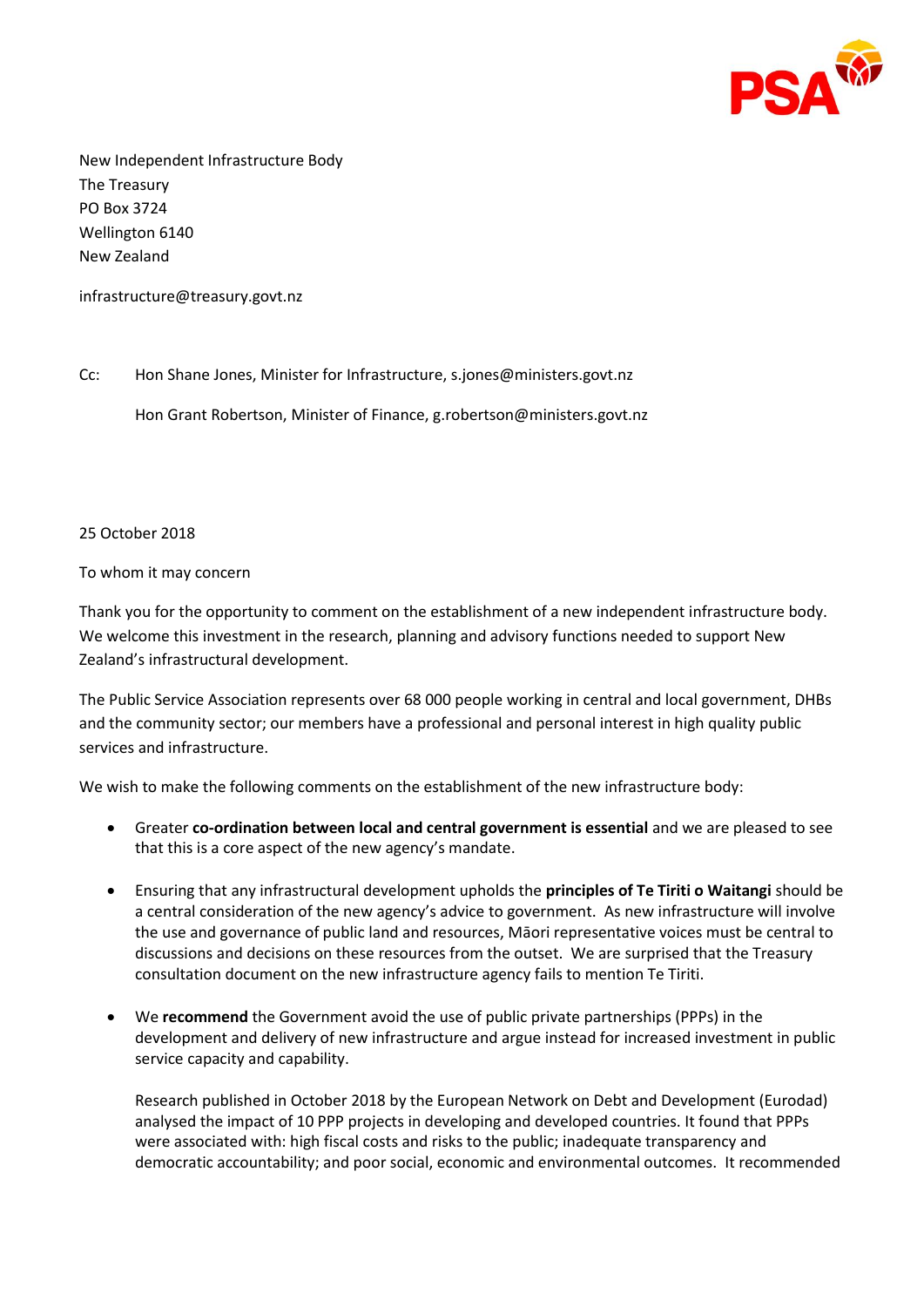New Independent Infrastructure Body
The Treasury
PO Box 3724
Wellington 6140
New Zealand

infrastructure@treasury.govt.nz

Cc: Hon Shane Jones, Minister for Infrastructure, s.jones@ministers.govt.nz

Hon Grant Robertson, Minister of Finance, g.robertson@ministers.govt.nz

25 October 2018

To whom it may concern

Thank you for the opportunity to comment on the establishment of a new independent infrastructure body. We welcome this investment in the research, planning and advisory functions needed to support New Zealand's infrastructural development.

The Public Service Association represents over 68 000 people working in central and local government, DHBs and the community sector; our members have a professional and personal interest in high quality public services and infrastructure.

We wish to make the following comments on the establishment of the new infrastructure body:

- Greater **co-ordination between local and central government is essential** and we are pleased to see that this is a core aspect of the new agency's mandate.

- Ensuring that any infrastructural development upholds the **principles of Te Tiriti o Waitangi** should be a central consideration of the new agency's advice to government. As new infrastructure will involve the use and governance of public land and resources, Māori representative voices must be central to discussions and decisions on these resources from the outset. We are surprised that the Treasury consultation document on the new infrastructure agency fails to mention Te Tiriti.

- We **recommend** the Government avoid the use of public private partnerships (PPPs) in the development and delivery of new infrastructure and argue instead for increased investment in public service capacity and capability.

  Research published in October 2018 by the European Network on Debt and Development (Eurodad) analysed the impact of 10 PPP projects in developing and developed countries. It found that PPPs were associated with: high fiscal costs and risks to the public; inadequate transparency and democratic accountability; and poor social, economic and environmental outcomes. It recommended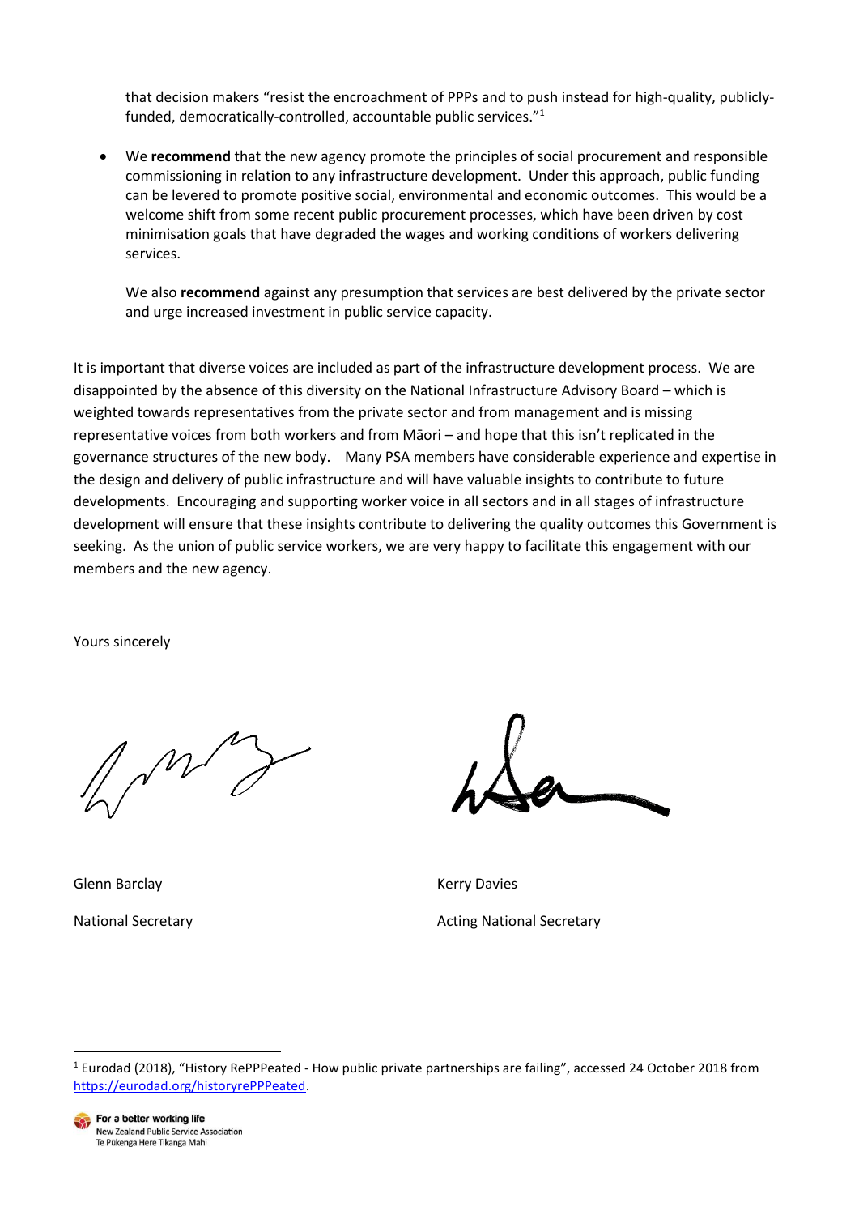that decision makers "resist the encroachment of PPPs and to push instead for high-quality, publicly-funded, democratically-controlled, accountable public services."[1]

- We **recommend** that the new agency promote the principles of social procurement and responsible commissioning in relation to any infrastructure development. Under this approach, public funding can be levered to promote positive social, environmental and economic outcomes. This would be a welcome shift from some recent public procurement processes, which have been driven by cost minimisation goals that have degraded the wages and working conditions of workers delivering services.

  We also **recommend** against any presumption that services are best delivered by the private sector and urge increased investment in public service capacity.

It is important that diverse voices are included as part of the infrastructure development process. We are disappointed by the absence of this diversity on the National Infrastructure Advisory Board – which is weighted towards representatives from the private sector and from management and is missing representative voices from both workers and from Māori – and hope that this isn't replicated in the governance structures of the new body. Many PSA members have considerable experience and expertise in the design and delivery of public infrastructure and will have valuable insights to contribute to future developments. Encouraging and supporting worker voice in all sectors and in all stages of infrastructure development will ensure that these insights contribute to delivering the quality outcomes this Government is seeking. As the union of public service workers, we are very happy to facilitate this engagement with our members and the new agency.

Yours sincerely

Glenn Barclay
National Secretary

Kerry Davies
Acting National Secretary

[1] Eurodad (2018), "History RePPPeated - How public private partnerships are failing", accessed 24 October 2018 from https://eurodad.org/historyrePPPeated.

For a better working life
New Zealand Public Service Association
Te Pūkenga Here Tikanga Mahi